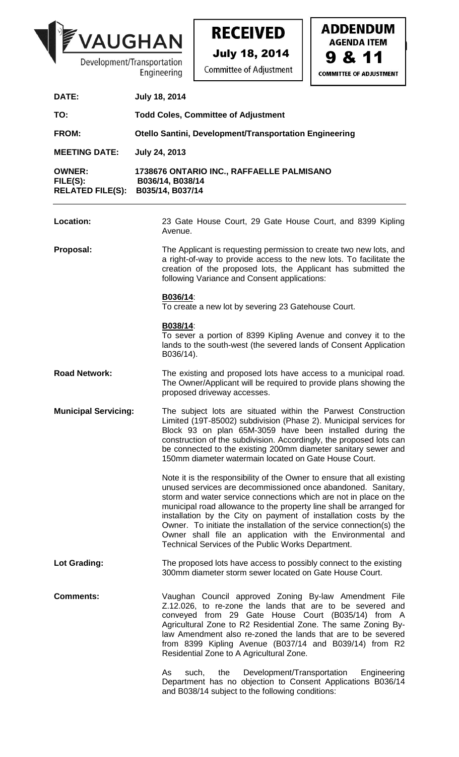VAUGHAN
Development/Transportation Engineering

**RECEIVED**
**July 18, 2014**
Committee of Adjustment

**ADDENDUM**
**AGENDA ITEM**
**9 & 11**
**COMMITTEE OF ADJUSTMENT**

| | |
|---|---|
| **DATE:** | **July 18, 2014** |
| **TO:** | **Todd Coles, Committee of Adjustment** |
| **FROM:** | **Otello Santini, Development/Transportation Engineering** |
| **MEETING DATE:** | **July 24, 2013** |
| **OWNER:** | **1738676 ONTARIO INC., RAFFAELLE PALMISANO** |
| **FILE(S):** | **B036/14, B038/14** |
| **RELATED FILE(S):** | **B035/14, B037/14** |

**Location:** 23 Gate House Court, 29 Gate House Court, and 8399 Kipling Avenue.

**Proposal:** The Applicant is requesting permission to create two new lots, and a right-of-way to provide access to the new lots. To facilitate the creation of the proposed lots, the Applicant has submitted the following Variance and Consent applications:

<u>B036/14</u>:
To create a new lot by severing 23 Gatehouse Court.

<u>B038/14</u>:
To sever a portion of 8399 Kipling Avenue and convey it to the lands to the south-west (the severed lands of Consent Application B036/14).

**Road Network:** The existing and proposed lots have access to a municipal road. The Owner/Applicant will be required to provide plans showing the proposed driveway accesses.

**Municipal Servicing:** The subject lots are situated within the Parwest Construction Limited (19T-85002) subdivision (Phase 2). Municipal services for Block 93 on plan 65M-3059 have been installed during the construction of the subdivision. Accordingly, the proposed lots can be connected to the existing 200mm diameter sanitary sewer and 150mm diameter watermain located on Gate House Court.

Note it is the responsibility of the Owner to ensure that all existing unused services are decommissioned once abandoned. Sanitary, storm and water service connections which are not in place on the municipal road allowance to the property line shall be arranged for installation by the City on payment of installation costs by the Owner. To initiate the installation of the service connection(s) the Owner shall file an application with the Environmental and Technical Services of the Public Works Department.

**Lot Grading:** The proposed lots have access to possibly connect to the existing 300mm diameter storm sewer located on Gate House Court.

**Comments:** Vaughan Council approved Zoning By-law Amendment File Z.12.026, to re-zone the lands that are to be severed and conveyed from 29 Gate House Court (B035/14) from A Agricultural Zone to R2 Residential Zone. The same Zoning By-law Amendment also re-zoned the lands that are to be severed from 8399 Kipling Avenue (B037/14 and B039/14) from R2 Residential Zone to A Agricultural Zone.

As such, the Development/Transportation Engineering Department has no objection to Consent Applications B036/14 and B038/14 subject to the following conditions: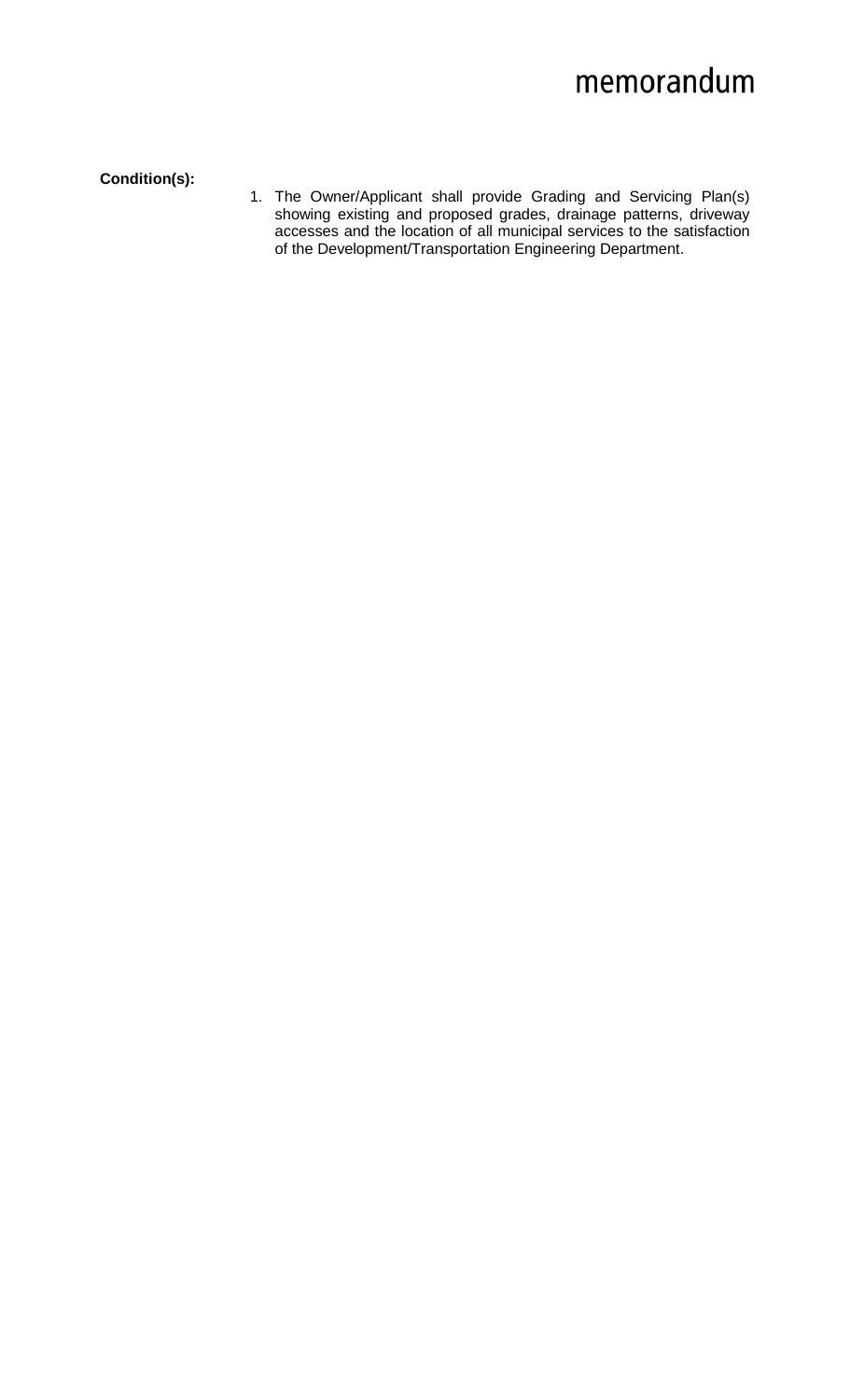**Condition(s):**

1. The Owner/Applicant shall provide Grading and Servicing Plan(s) showing existing and proposed grades, drainage patterns, driveway accesses and the location of all municipal services to the satisfaction of the Development/Transportation Engineering Department.